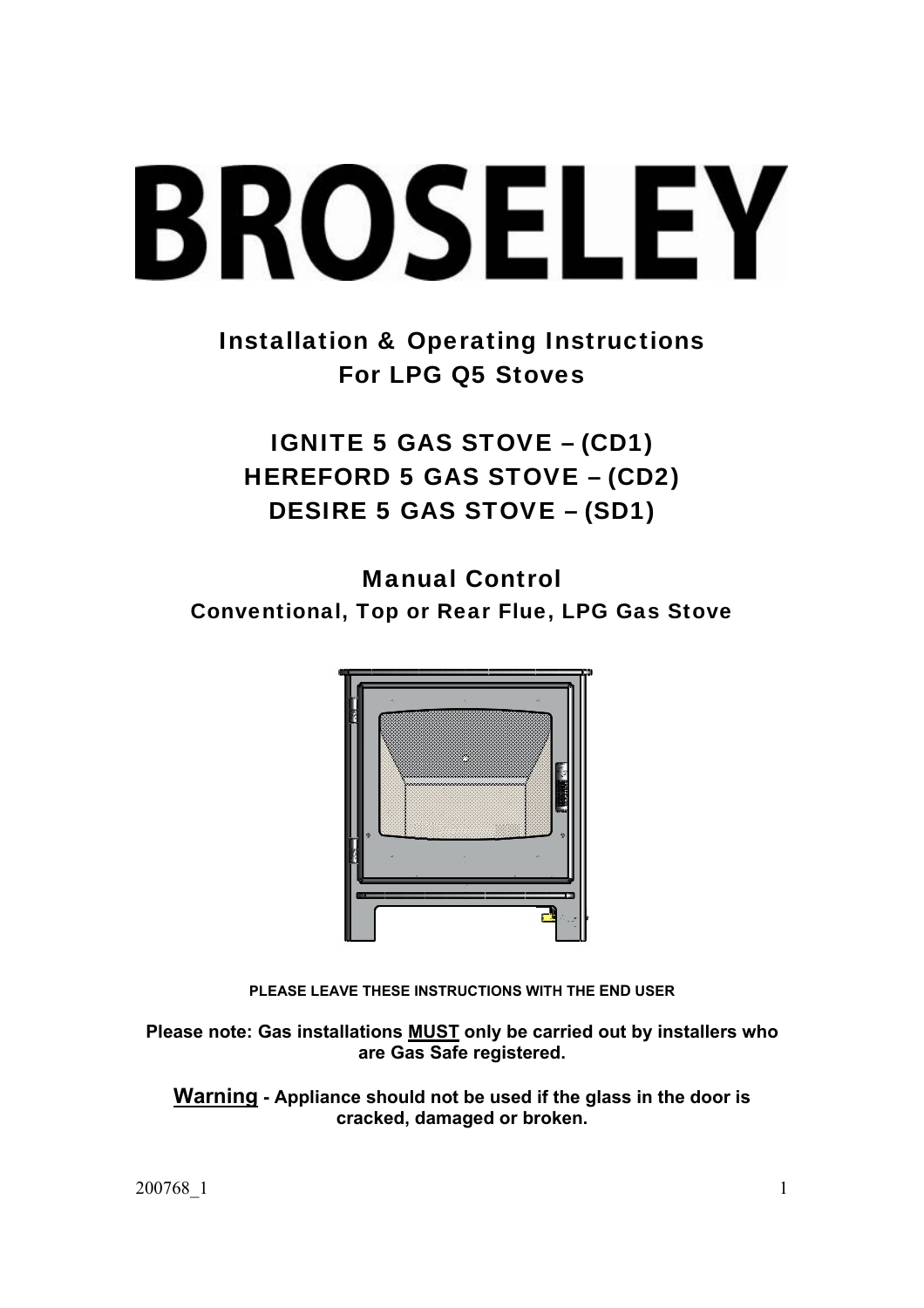# BROSELEY

## Installation & Operating Instructions For LPG Q5 Stoves

## IGNITE 5 GAS STOVE – (CD1)
## HEREFORD 5 GAS STOVE – (CD2)
## DESIRE 5 GAS STOVE – (SD1)

## Manual Control

### Conventional, Top or Rear Flue, LPG Gas Stove

**PLEASE LEAVE THESE INSTRUCTIONS WITH THE END USER**

**Please note: Gas installations <u>MUST</u> only be carried out by installers who are Gas Safe registered.**

**<u>Warning</u> - Appliance should not be used if the glass in the door is cracked, damaged or broken.**

200768_1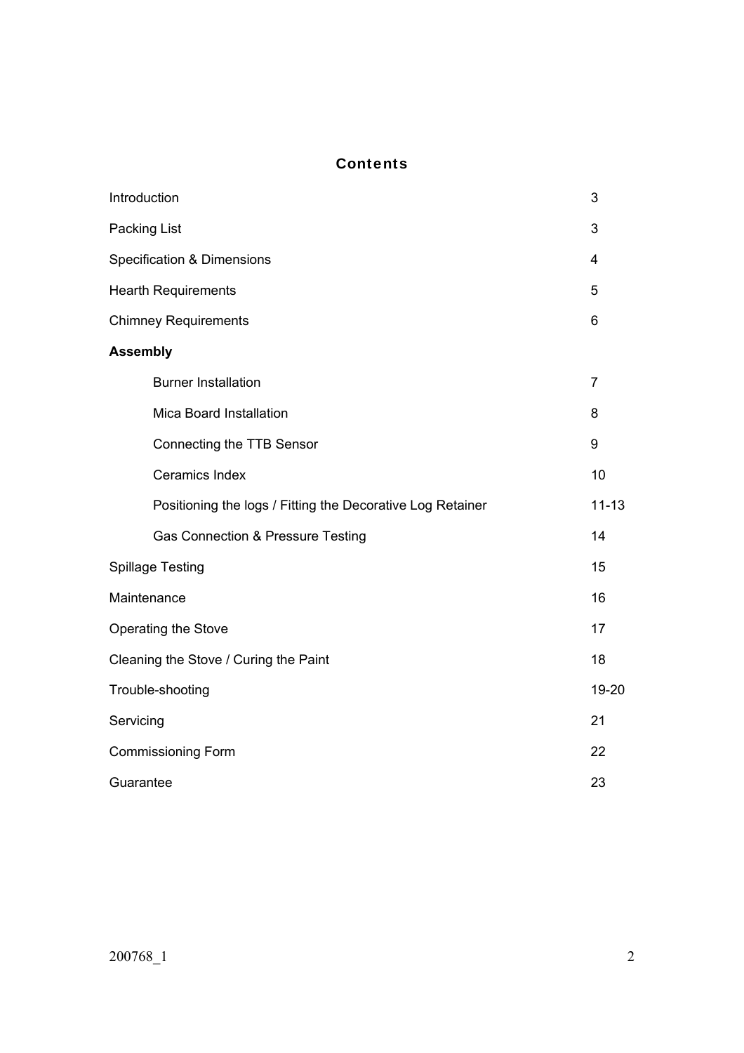## Contents

| | |
|---|---|
| Introduction | 3 |
| Packing List | 3 |
| Specification & Dimensions | 4 |
| Hearth Requirements | 5 |
| Chimney Requirements | 6 |
| **Assembly** | |
| Burner Installation | 7 |
| Mica Board Installation | 8 |
| Connecting the TTB Sensor | 9 |
| Ceramics Index | 10 |
| Positioning the logs / Fitting the Decorative Log Retainer | 11-13 |
| Gas Connection & Pressure Testing | 14 |
| Spillage Testing | 15 |
| Maintenance | 16 |
| Operating the Stove | 17 |
| Cleaning the Stove / Curing the Paint | 18 |
| Trouble-shooting | 19-20 |
| Servicing | 21 |
| Commissioning Form | 22 |
| Guarantee | 23 |

200768_1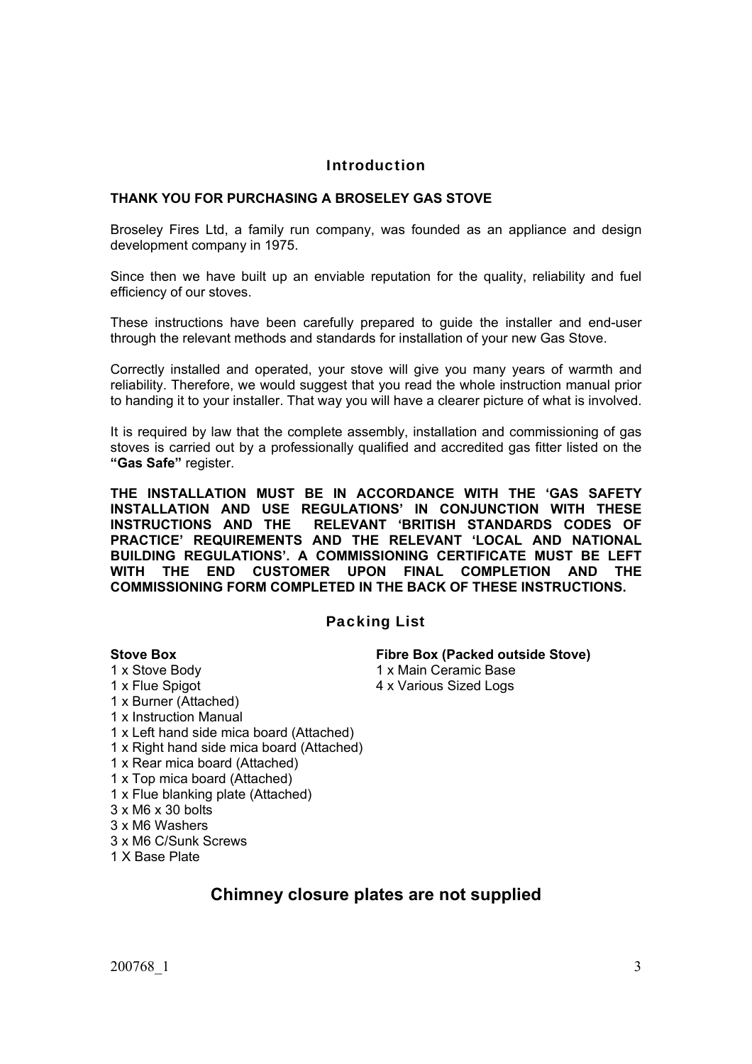## Introduction

**THANK YOU FOR PURCHASING A BROSELEY GAS STOVE**

Broseley Fires Ltd, a family run company, was founded as an appliance and design development company in 1975.

Since then we have built up an enviable reputation for the quality, reliability and fuel efficiency of our stoves.

These instructions have been carefully prepared to guide the installer and end-user through the relevant methods and standards for installation of your new Gas Stove.

Correctly installed and operated, your stove will give you many years of warmth and reliability. Therefore, we would suggest that you read the whole instruction manual prior to handing it to your installer. That way you will have a clearer picture of what is involved.

It is required by law that the complete assembly, installation and commissioning of gas stoves is carried out by a professionally qualified and accredited gas fitter listed on the **"Gas Safe"** register.

**THE INSTALLATION MUST BE IN ACCORDANCE WITH THE 'GAS SAFETY INSTALLATION AND USE REGULATIONS' IN CONJUNCTION WITH THESE INSTRUCTIONS AND THE RELEVANT 'BRITISH STANDARDS CODES OF PRACTICE' REQUIREMENTS AND THE RELEVANT 'LOCAL AND NATIONAL BUILDING REGULATIONS'. A COMMISSIONING CERTIFICATE MUST BE LEFT WITH THE END CUSTOMER UPON FINAL COMPLETION AND THE COMMISSIONING FORM COMPLETED IN THE BACK OF THESE INSTRUCTIONS.**

## Packing List

**Stove Box**

1 x Stove Body
1 x Flue Spigot
1 x Burner (Attached)
1 x Instruction Manual
1 x Left hand side mica board (Attached)
1 x Right hand side mica board (Attached)
1 x Rear mica board (Attached)
1 x Top mica board (Attached)
1 x Flue blanking plate (Attached)
3 x M6 x 30 bolts
3 x M6 Washers
3 x M6 C/Sunk Screws
1 X Base Plate

**Fibre Box (Packed outside Stove)**

1 x Main Ceramic Base
4 x Various Sized Logs

## Chimney closure plates are not supplied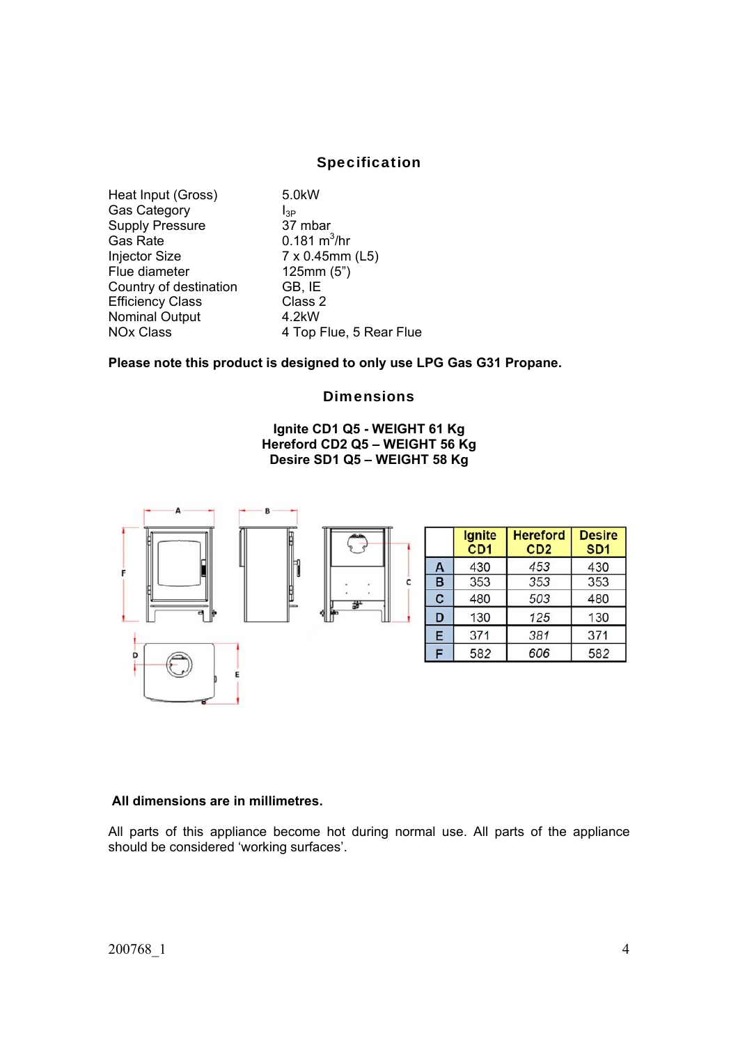## Specification

| | |
|---|---|
| Heat Input (Gross) | 5.0kW |
| Gas Category | $I_{3P}$ |
| Supply Pressure | 37 mbar |
| Gas Rate | 0.181 $m^3$/hr |
| Injector Size | 7 x 0.45mm (L5) |
| Flue diameter | 125mm (5") |
| Country of destination | GB, IE |
| Efficiency Class | Class 2 |
| Nominal Output | 4.2kW |
| NOx Class | 4 Top Flue, 5 Rear Flue |

**Please note this product is designed to only use LPG Gas G31 Propane.**

## Dimensions

**Ignite CD1 Q5 - WEIGHT 61 Kg**
**Hereford CD2 Q5 – WEIGHT 56 Kg**
**Desire SD1 Q5 – WEIGHT 58 Kg**

| | Ignite CD1 | Hereford CD2 | Desire SD1 |
|---|---|---|---|
| A | 430 | 453 | 430 |
| B | 353 | 353 | 353 |
| C | 480 | 503 | 480 |
| D | 130 | 125 | 130 |
| E | 371 | 381 | 371 |
| F | 582 | 606 | 582 |

**All dimensions are in millimetres.**

All parts of this appliance become hot during normal use. All parts of the appliance should be considered 'working surfaces'.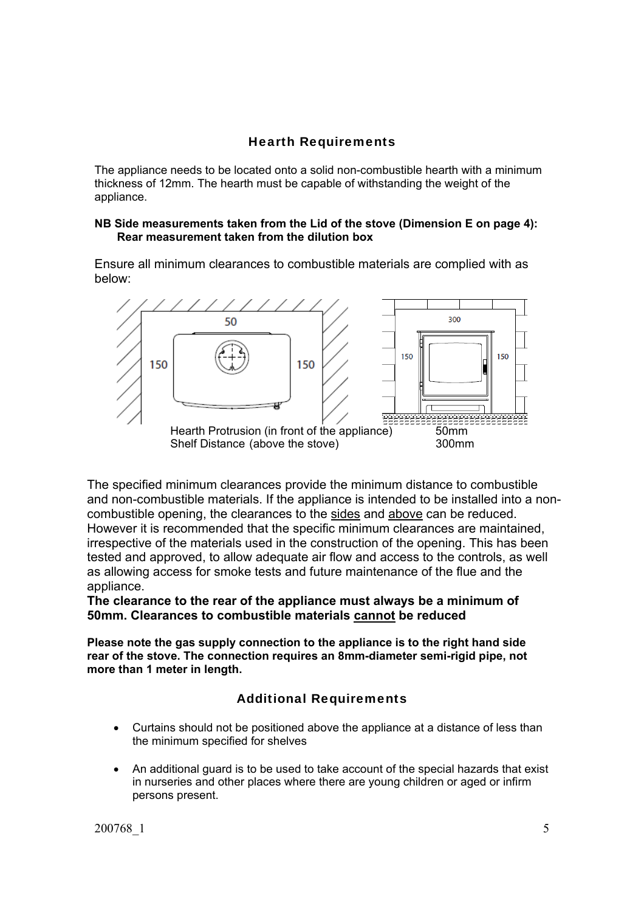## Hearth Requirements

The appliance needs to be located onto a solid non-combustible hearth with a minimum thickness of 12mm. The hearth must be capable of withstanding the weight of the appliance.

**NB Side measurements taken from the Lid of the stove (Dimension E on page 4): Rear measurement taken from the dilution box**

Ensure all minimum clearances to combustible materials are complied with as below:

| | |
|---|---|
| Hearth Protrusion (in front of the appliance) | 50mm |
| Shelf Distance (above the stove) | 300mm |

The specified minimum clearances provide the minimum distance to combustible and non-combustible materials. If the appliance is intended to be installed into a non-combustible opening, the clearances to the <u>sides</u> and <u>above</u> can be reduced. However it is recommended that the specific minimum clearances are maintained, irrespective of the materials used in the construction of the opening. This has been tested and approved, to allow adequate air flow and access to the controls, as well as allowing access for smoke tests and future maintenance of the flue and the appliance.

**The clearance to the rear of the appliance must always be a minimum of 50mm. Clearances to combustible materials <u>cannot</u> be reduced**

**Please note the gas supply connection to the appliance is to the right hand side rear of the stove. The connection requires an 8mm-diameter semi-rigid pipe, not more than 1 meter in length.**

## Additional Requirements

- Curtains should not be positioned above the appliance at a distance of less than the minimum specified for shelves
- An additional guard is to be used to take account of the special hazards that exist in nurseries and other places where there are young children or aged or infirm persons present.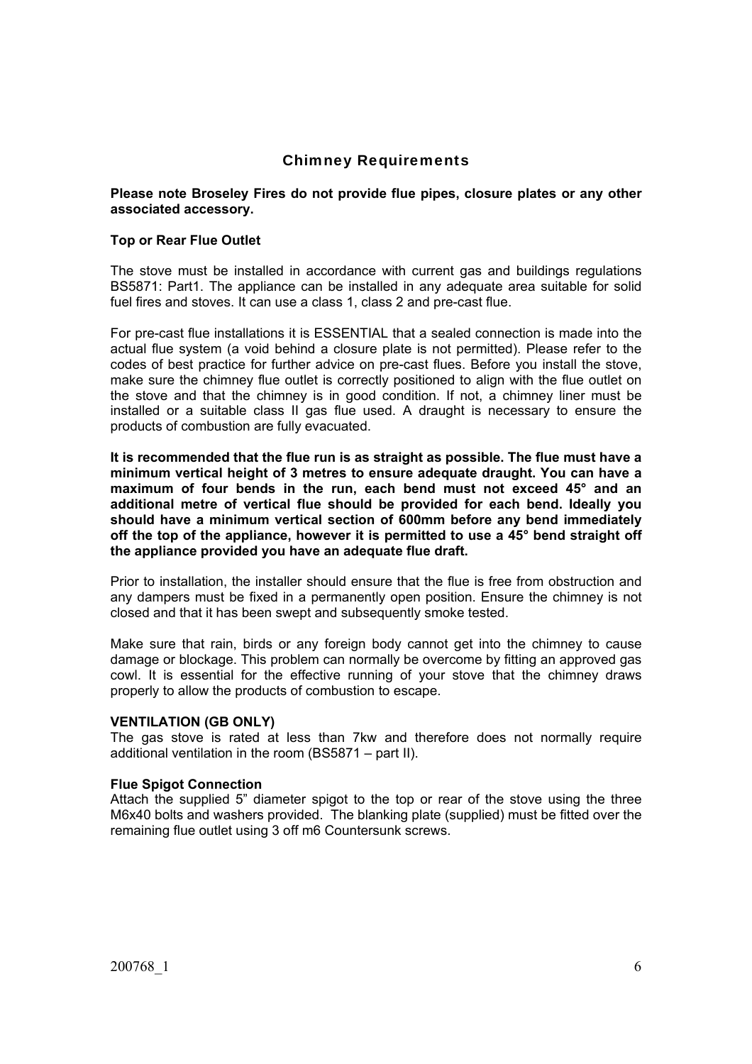## Chimney Requirements

**Please note Broseley Fires do not provide flue pipes, closure plates or any other associated accessory.**

**Top or Rear Flue Outlet**

The stove must be installed in accordance with current gas and buildings regulations BS5871: Part1. The appliance can be installed in any adequate area suitable for solid fuel fires and stoves. It can use a class 1, class 2 and pre-cast flue.

For pre-cast flue installations it is ESSENTIAL that a sealed connection is made into the actual flue system (a void behind a closure plate is not permitted). Please refer to the codes of best practice for further advice on pre-cast flues. Before you install the stove, make sure the chimney flue outlet is correctly positioned to align with the flue outlet on the stove and that the chimney is in good condition. If not, a chimney liner must be installed or a suitable class II gas flue used. A draught is necessary to ensure the products of combustion are fully evacuated.

**It is recommended that the flue run is as straight as possible. The flue must have a minimum vertical height of 3 metres to ensure adequate draught. You can have a maximum of four bends in the run, each bend must not exceed 45° and an additional metre of vertical flue should be provided for each bend. Ideally you should have a minimum vertical section of 600mm before any bend immediately off the top of the appliance, however it is permitted to use a 45° bend straight off the appliance provided you have an adequate flue draft.**

Prior to installation, the installer should ensure that the flue is free from obstruction and any dampers must be fixed in a permanently open position. Ensure the chimney is not closed and that it has been swept and subsequently smoke tested.

Make sure that rain, birds or any foreign body cannot get into the chimney to cause damage or blockage. This problem can normally be overcome by fitting an approved gas cowl. It is essential for the effective running of your stove that the chimney draws properly to allow the products of combustion to escape.

**VENTILATION (GB ONLY)**

The gas stove is rated at less than 7kw and therefore does not normally require additional ventilation in the room (BS5871 – part II).

**Flue Spigot Connection**

Attach the supplied 5" diameter spigot to the top or rear of the stove using the three M6x40 bolts and washers provided. The blanking plate (supplied) must be fitted over the remaining flue outlet using 3 off m6 Countersunk screws.

200768_1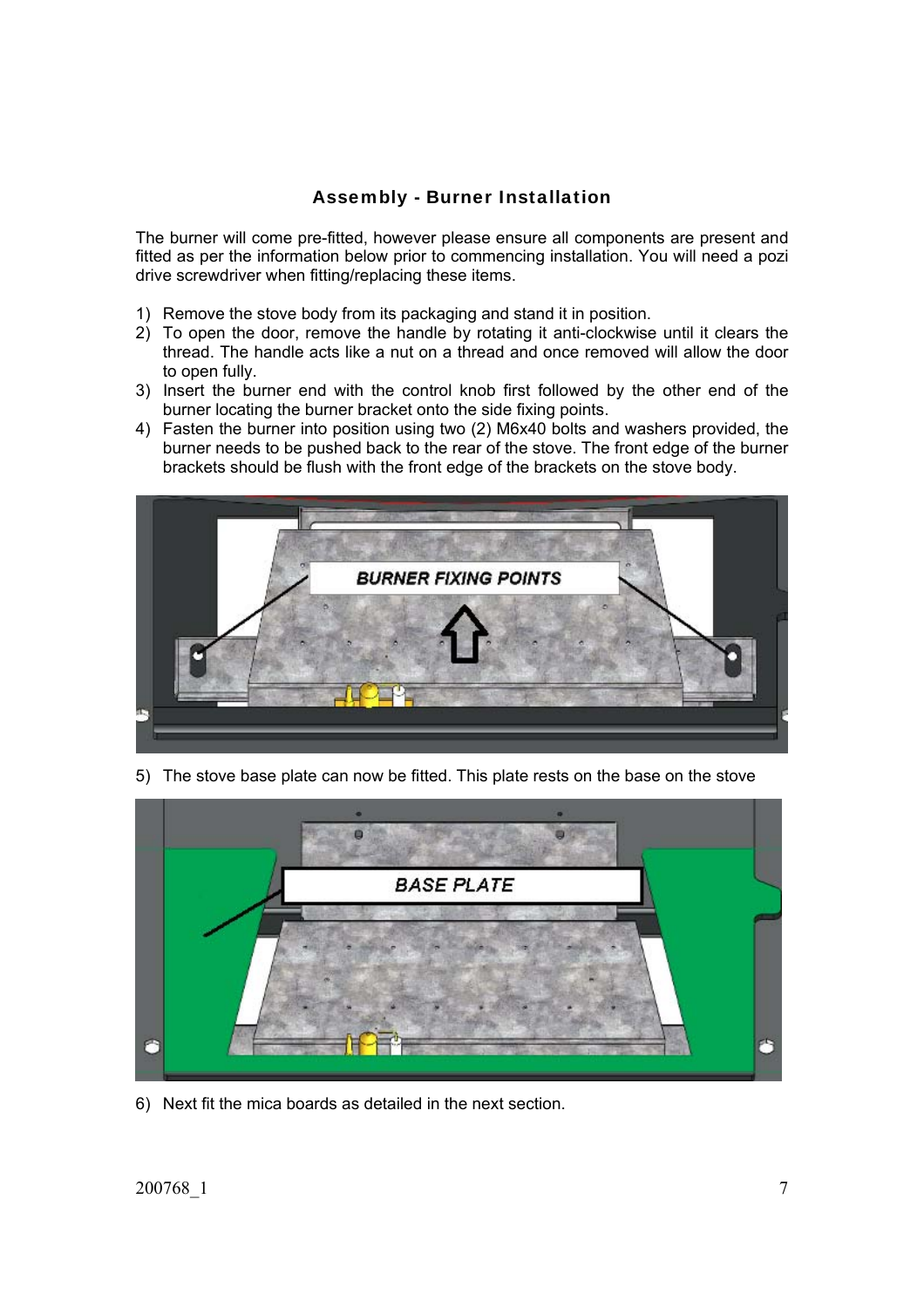## Assembly - Burner Installation

The burner will come pre-fitted, however please ensure all components are present and fitted as per the information below prior to commencing installation. You will need a pozi drive screwdriver when fitting/replacing these items.

1) Remove the stove body from its packaging and stand it in position.
2) To open the door, remove the handle by rotating it anti-clockwise until it clears the thread. The handle acts like a nut on a thread and once removed will allow the door to open fully.
3) Insert the burner end with the control knob first followed by the other end of the burner locating the burner bracket onto the side fixing points.
4) Fasten the burner into position using two (2) M6x40 bolts and washers provided, the burner needs to be pushed back to the rear of the stove. The front edge of the burner brackets should be flush with the front edge of the brackets on the stove body.

5) The stove base plate can now be fitted. This plate rests on the base on the stove

6) Next fit the mica boards as detailed in the next section.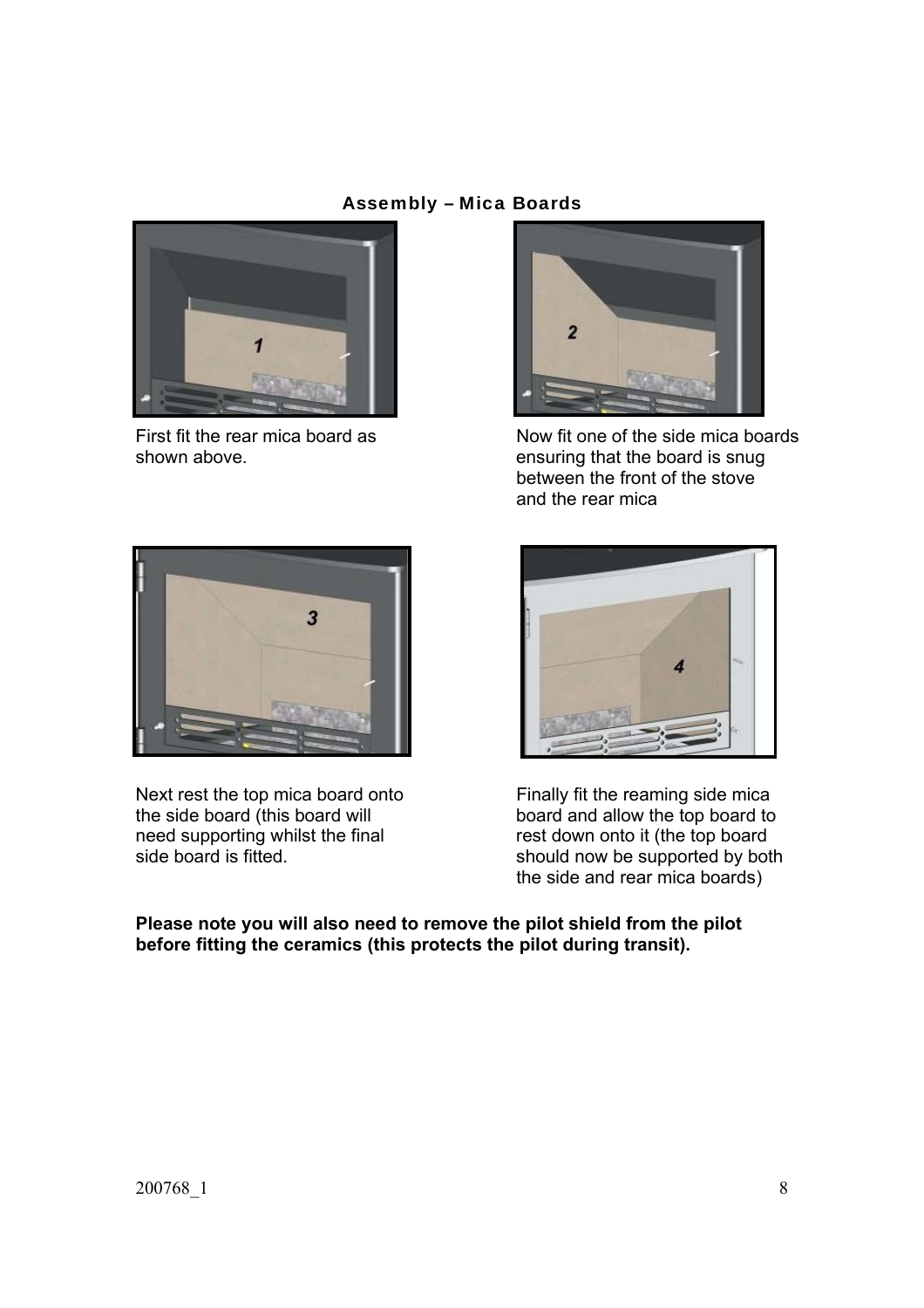## Assembly – Mica Boards

First fit the rear mica board as shown above.

Now fit one of the side mica boards ensuring that the board is snug between the front of the stove and the rear mica

Next rest the top mica board onto the side board (this board will need supporting whilst the final side board is fitted.

Finally fit the reaming side mica board and allow the top board to rest down onto it (the top board should now be supported by both the side and rear mica boards)

**Please note you will also need to remove the pilot shield from the pilot before fitting the ceramics (this protects the pilot during transit).**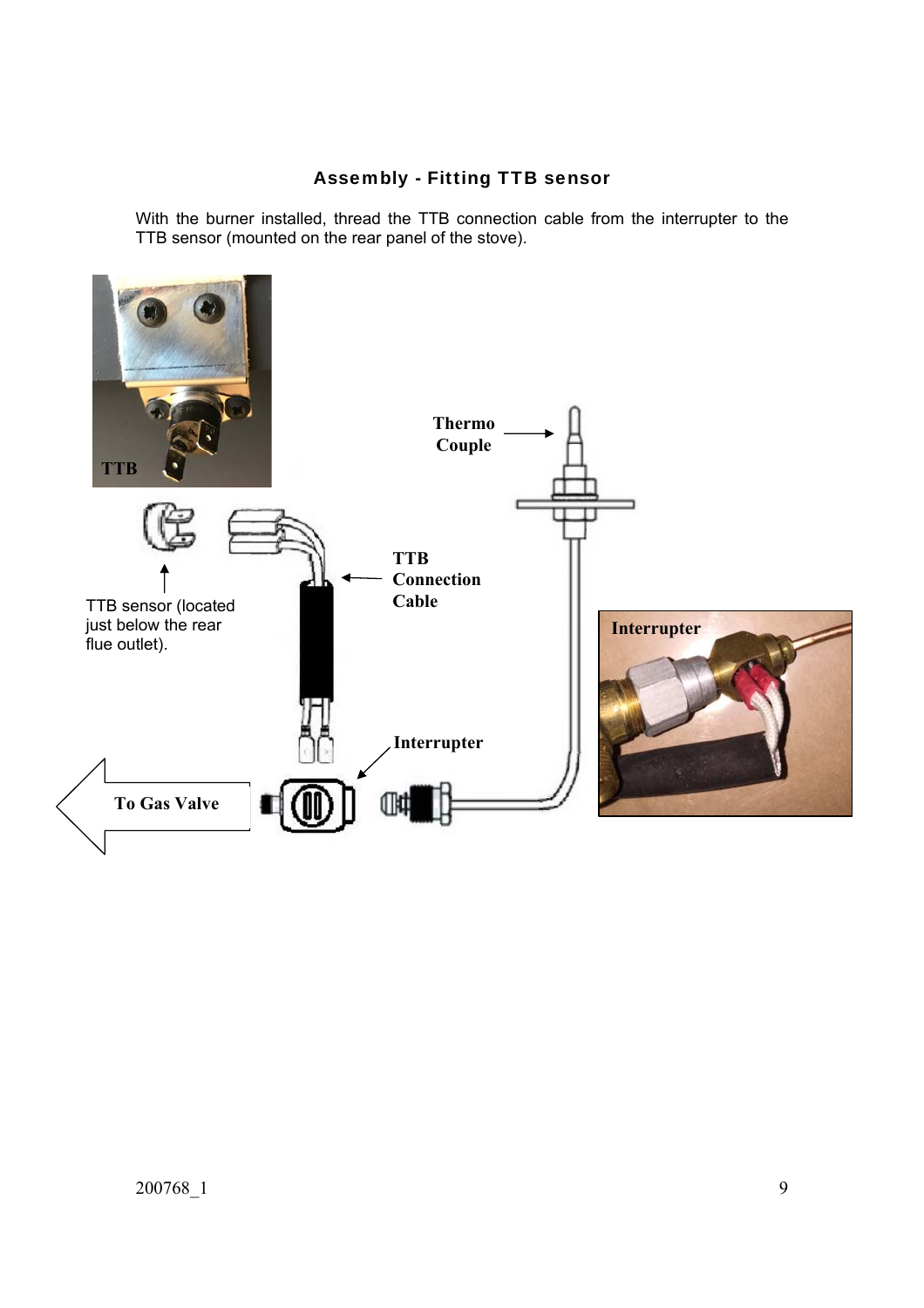### Assembly - Fitting TTB sensor

With the burner installed, thread the TTB connection cable from the interrupter to the TTB sensor (mounted on the rear panel of the stove).

TTB

Thermo Couple

TTB Connection Cable

TTB sensor (located just below the rear flue outlet).

Interrupter

Interrupter

To Gas Valve

200768_1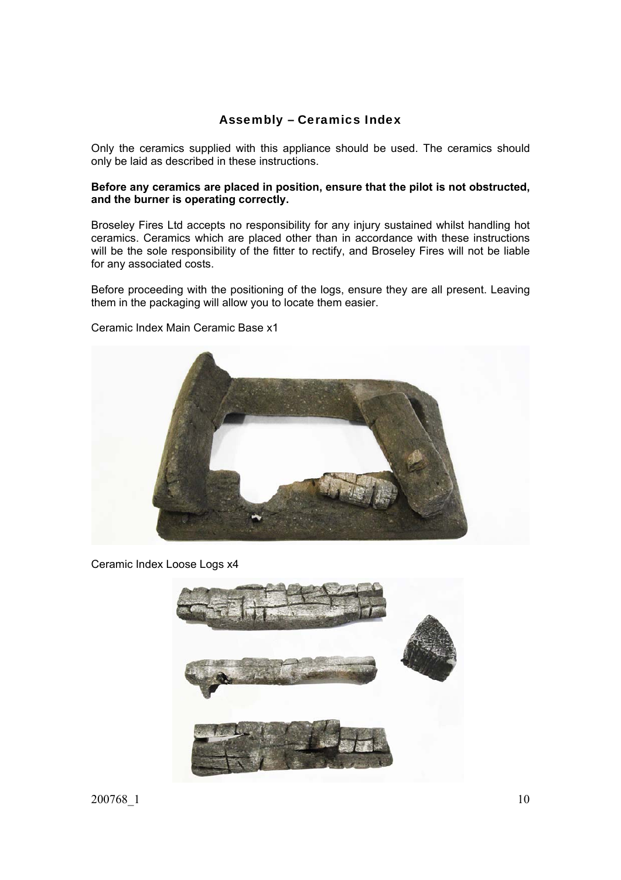## Assembly – Ceramics Index

Only the ceramics supplied with this appliance should be used. The ceramics should only be laid as described in these instructions.

**Before any ceramics are placed in position, ensure that the pilot is not obstructed, and the burner is operating correctly.**

Broseley Fires Ltd accepts no responsibility for any injury sustained whilst handling hot ceramics. Ceramics which are placed other than in accordance with these instructions will be the sole responsibility of the fitter to rectify, and Broseley Fires will not be liable for any associated costs.

Before proceeding with the positioning of the logs, ensure they are all present. Leaving them in the packaging will allow you to locate them easier.

Ceramic Index Main Ceramic Base x1

Ceramic Index Loose Logs x4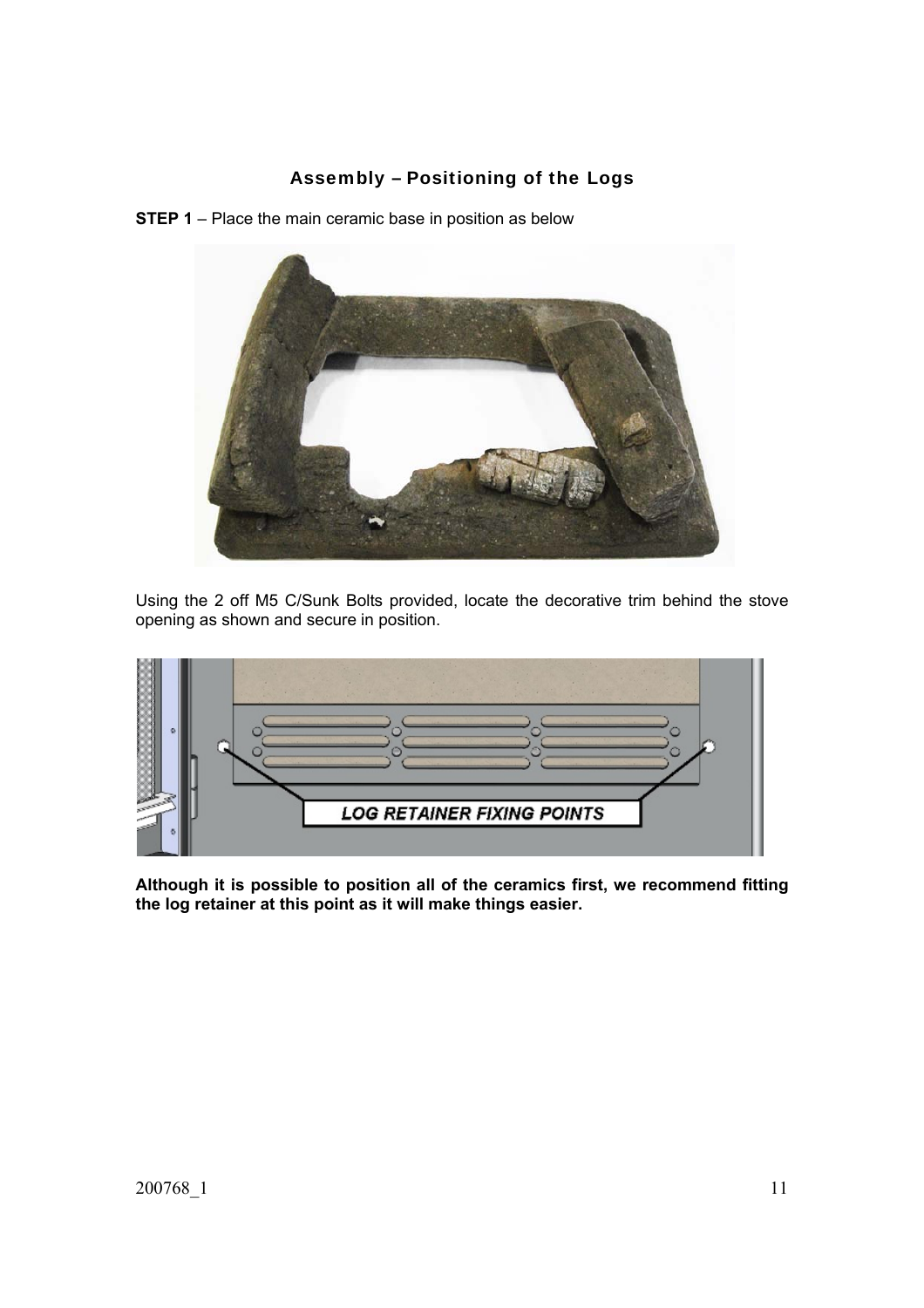## Assembly – Positioning of the Logs

**STEP 1** – Place the main ceramic base in position as below

Using the 2 off M5 C/Sunk Bolts provided, locate the decorative trim behind the stove opening as shown and secure in position.

LOG RETAINER FIXING POINTS

**Although it is possible to position all of the ceramics first, we recommend fitting the log retainer at this point as it will make things easier.**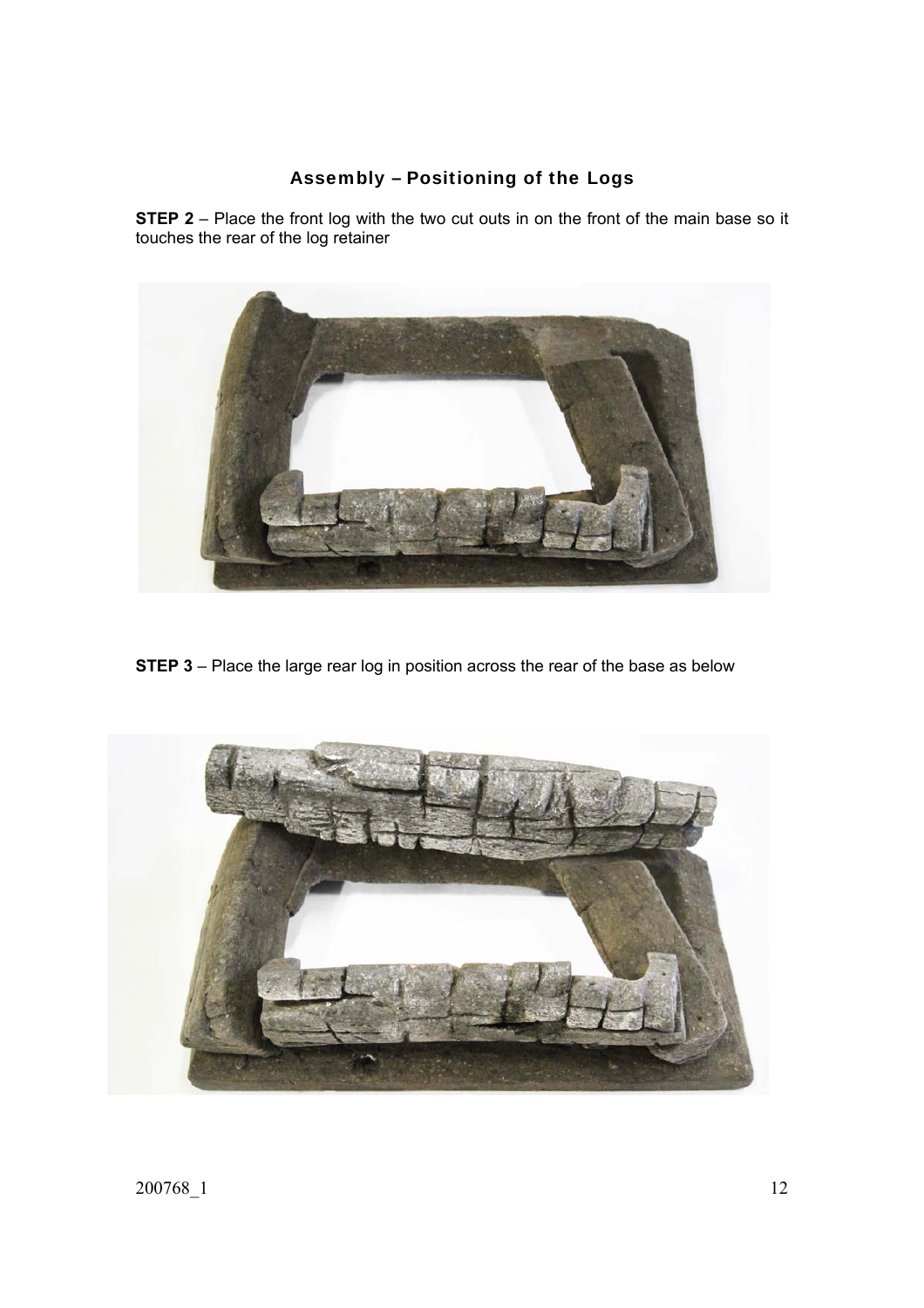## Assembly – Positioning of the Logs

**STEP 2** – Place the front log with the two cut outs in on the front of the main base so it touches the rear of the log retainer

**STEP 3** – Place the large rear log in position across the rear of the base as below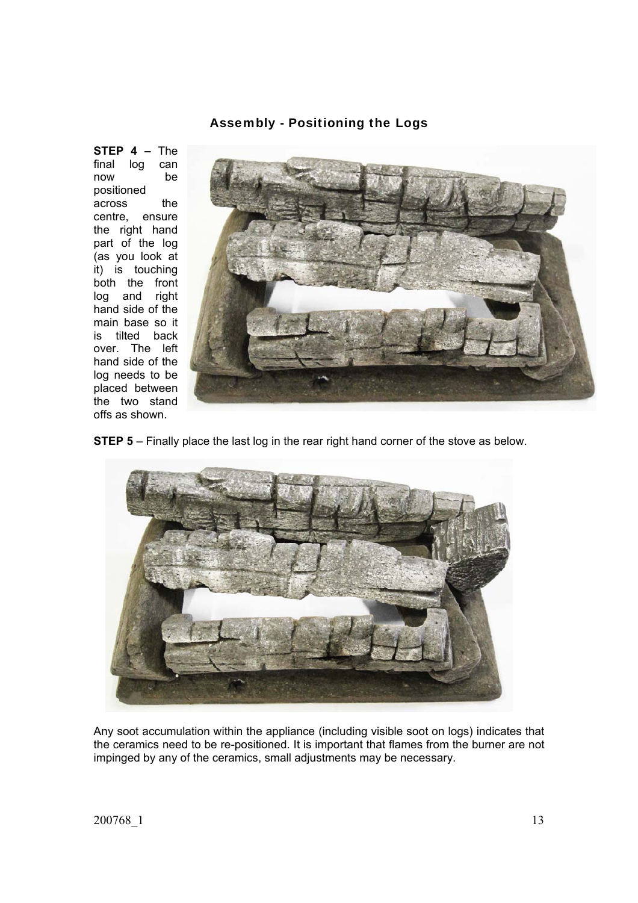## Assembly - Positioning the Logs

**STEP 4 –** The final log can now be positioned across the centre, ensure the right hand part of the log (as you look at it) is touching both the front log and right hand side of the main base so it is tilted back over. The left hand side of the log needs to be placed between the two stand offs as shown.

**STEP 5** – Finally place the last log in the rear right hand corner of the stove as below.

Any soot accumulation within the appliance (including visible soot on logs) indicates that the ceramics need to be re-positioned. It is important that flames from the burner are not impinged by any of the ceramics, small adjustments may be necessary.

200768_1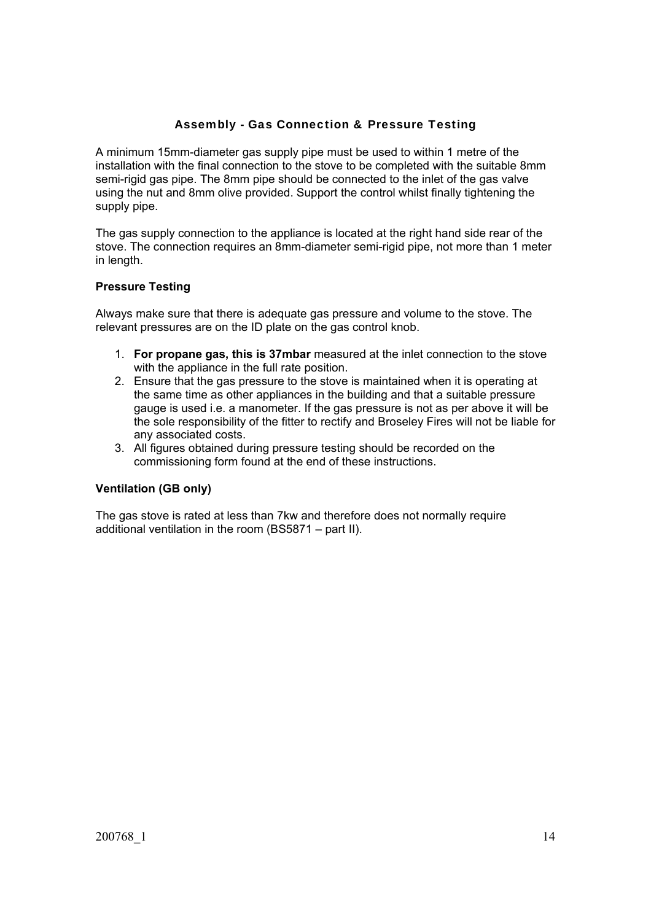## Assembly - Gas Connection & Pressure Testing

A minimum 15mm-diameter gas supply pipe must be used to within 1 metre of the installation with the final connection to the stove to be completed with the suitable 8mm semi-rigid gas pipe. The 8mm pipe should be connected to the inlet of the gas valve using the nut and 8mm olive provided. Support the control whilst finally tightening the supply pipe.

The gas supply connection to the appliance is located at the right hand side rear of the stove. The connection requires an 8mm-diameter semi-rigid pipe, not more than 1 meter in length.

### Pressure Testing

Always make sure that there is adequate gas pressure and volume to the stove. The relevant pressures are on the ID plate on the gas control knob.

1. **For propane gas, this is 37mbar** measured at the inlet connection to the stove with the appliance in the full rate position.
2. Ensure that the gas pressure to the stove is maintained when it is operating at the same time as other appliances in the building and that a suitable pressure gauge is used i.e. a manometer. If the gas pressure is not as per above it will be the sole responsibility of the fitter to rectify and Broseley Fires will not be liable for any associated costs.
3. All figures obtained during pressure testing should be recorded on the commissioning form found at the end of these instructions.

### Ventilation (GB only)

The gas stove is rated at less than 7kw and therefore does not normally require additional ventilation in the room (BS5871 – part II).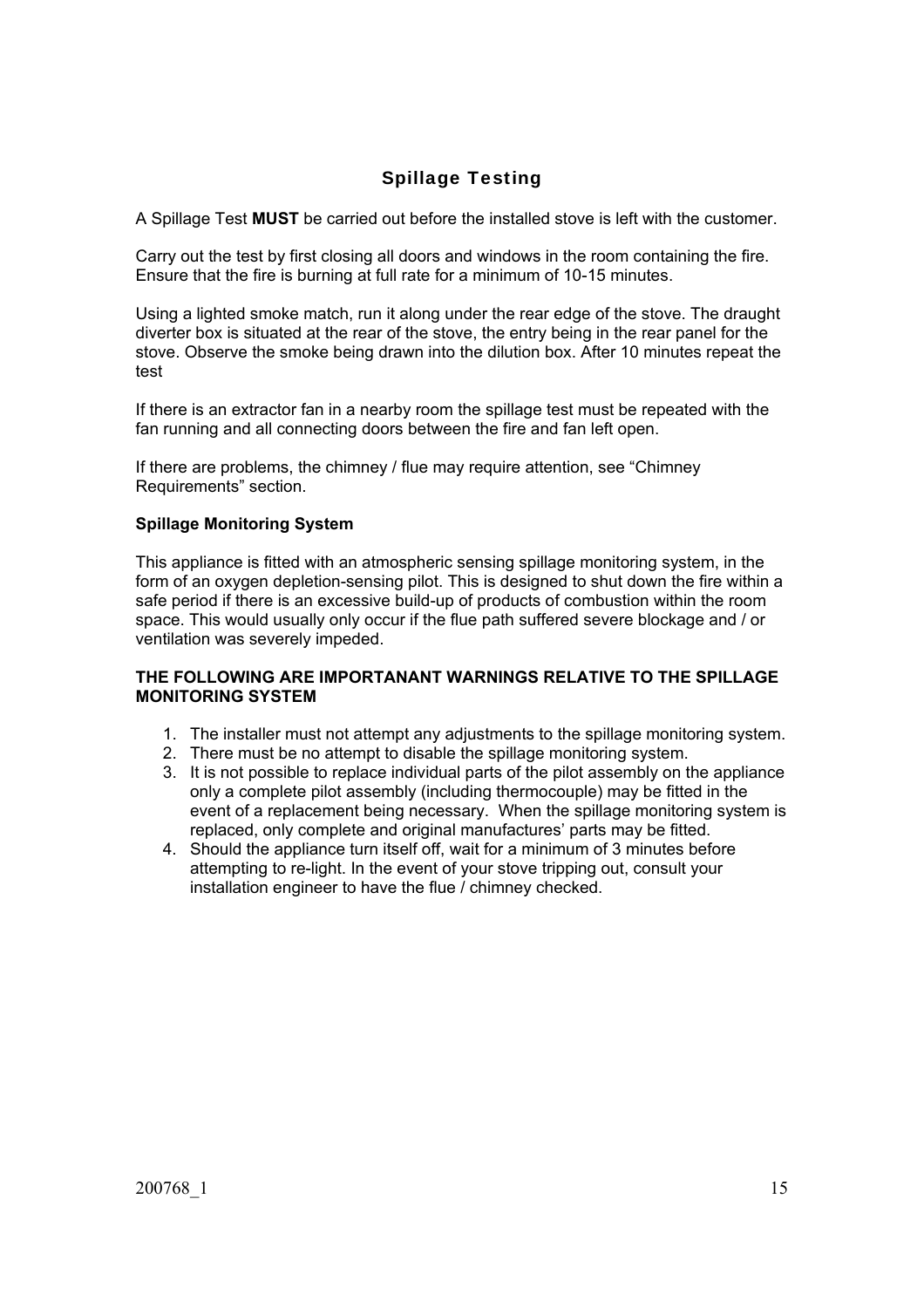## Spillage Testing

A Spillage Test **MUST** be carried out before the installed stove is left with the customer.

Carry out the test by first closing all doors and windows in the room containing the fire. Ensure that the fire is burning at full rate for a minimum of 10-15 minutes.

Using a lighted smoke match, run it along under the rear edge of the stove. The draught diverter box is situated at the rear of the stove, the entry being in the rear panel for the stove. Observe the smoke being drawn into the dilution box. After 10 minutes repeat the test

If there is an extractor fan in a nearby room the spillage test must be repeated with the fan running and all connecting doors between the fire and fan left open.

If there are problems, the chimney / flue may require attention, see "Chimney Requirements" section.

**Spillage Monitoring System**

This appliance is fitted with an atmospheric sensing spillage monitoring system, in the form of an oxygen depletion-sensing pilot. This is designed to shut down the fire within a safe period if there is an excessive build-up of products of combustion within the room space. This would usually only occur if the flue path suffered severe blockage and / or ventilation was severely impeded.

**THE FOLLOWING ARE IMPORTANANT WARNINGS RELATIVE TO THE SPILLAGE MONITORING SYSTEM**

1. The installer must not attempt any adjustments to the spillage monitoring system.
2. There must be no attempt to disable the spillage monitoring system.
3. It is not possible to replace individual parts of the pilot assembly on the appliance only a complete pilot assembly (including thermocouple) may be fitted in the event of a replacement being necessary. When the spillage monitoring system is replaced, only complete and original manufactures' parts may be fitted.
4. Should the appliance turn itself off, wait for a minimum of 3 minutes before attempting to re-light. In the event of your stove tripping out, consult your installation engineer to have the flue / chimney checked.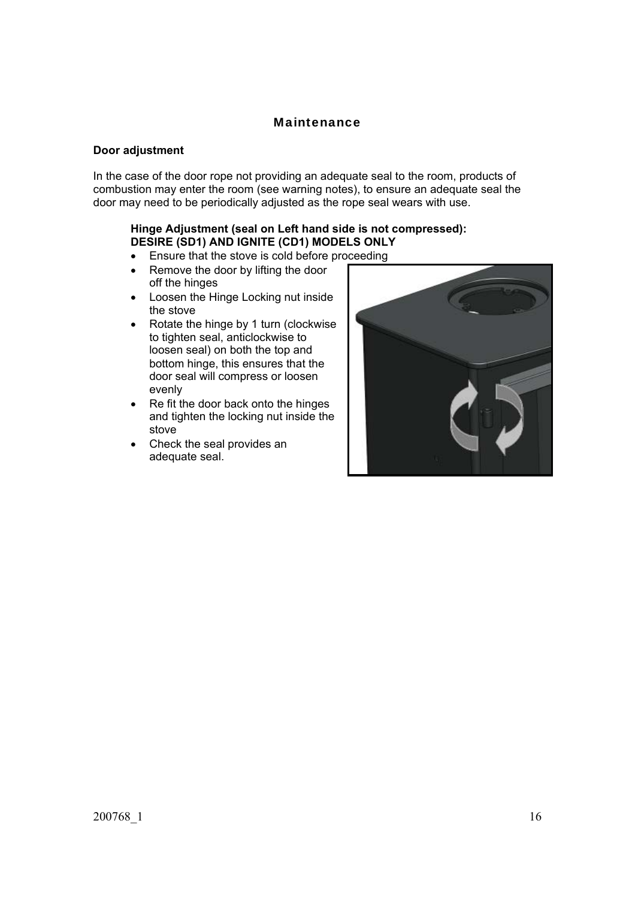## Maintenance

### Door adjustment

In the case of the door rope not providing an adequate seal to the room, products of combustion may enter the room (see warning notes), to ensure an adequate seal the door may need to be periodically adjusted as the rope seal wears with use.

**Hinge Adjustment (seal on Left hand side is not compressed):**
**DESIRE (SD1) AND IGNITE (CD1) MODELS ONLY**

- Ensure that the stove is cold before proceeding
- Remove the door by lifting the door off the hinges
- Loosen the Hinge Locking nut inside the stove
- Rotate the hinge by 1 turn (clockwise to tighten seal, anticlockwise to loosen seal) on both the top and bottom hinge, this ensures that the door seal will compress or loosen evenly
- Re fit the door back onto the hinges and tighten the locking nut inside the stove
- Check the seal provides an adequate seal.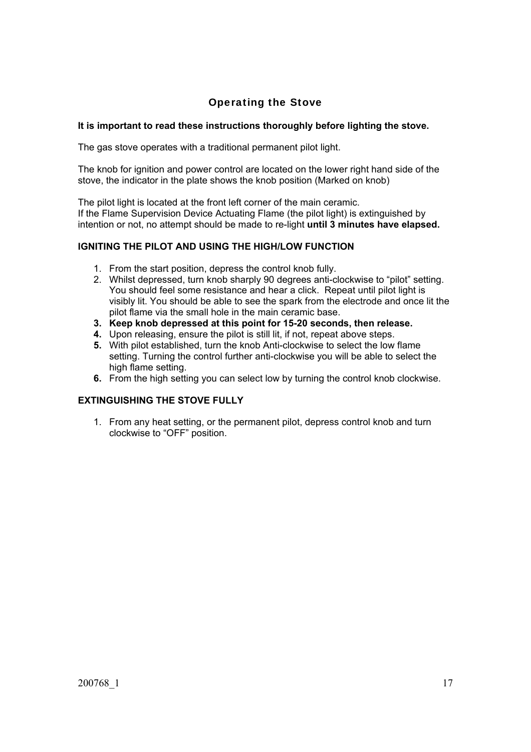## Operating the Stove

**It is important to read these instructions thoroughly before lighting the stove.**

The gas stove operates with a traditional permanent pilot light.

The knob for ignition and power control are located on the lower right hand side of the stove, the indicator in the plate shows the knob position (Marked on knob)

The pilot light is located at the front left corner of the main ceramic.
If the Flame Supervision Device Actuating Flame (the pilot light) is extinguished by intention or not, no attempt should be made to re-light **until 3 minutes have elapsed.**

### IGNITING THE PILOT AND USING THE HIGH/LOW FUNCTION

1. From the start position, depress the control knob fully.
2. Whilst depressed, turn knob sharply 90 degrees anti-clockwise to “pilot” setting. You should feel some resistance and hear a click. Repeat until pilot light is visibly lit. You should be able to see the spark from the electrode and once lit the pilot flame via the small hole in the main ceramic base.
3. **Keep knob depressed at this point for 15-20 seconds, then release.**
4. Upon releasing, ensure the pilot is still lit, if not, repeat above steps.
5. With pilot established, turn the knob Anti-clockwise to select the low flame setting. Turning the control further anti-clockwise you will be able to select the high flame setting.
6. From the high setting you can select low by turning the control knob clockwise.

### EXTINGUISHING THE STOVE FULLY

1. From any heat setting, or the permanent pilot, depress control knob and turn clockwise to “OFF” position.

200768_1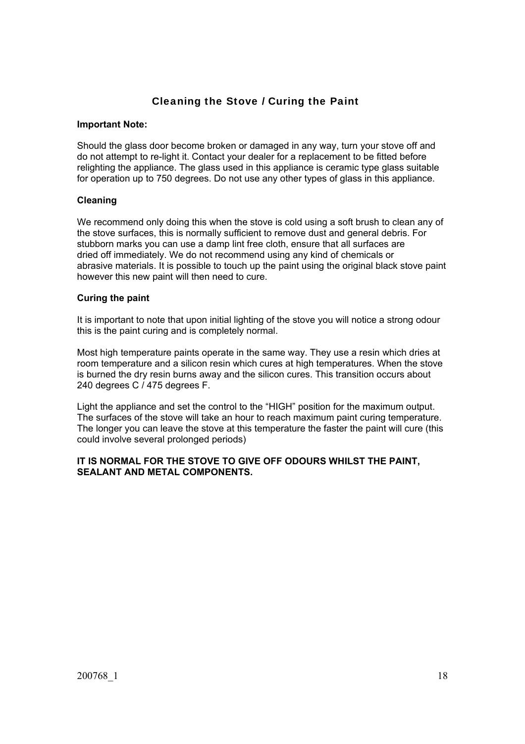## Cleaning the Stove / Curing the Paint

**Important Note:**

Should the glass door become broken or damaged in any way, turn your stove off and do not attempt to re-light it. Contact your dealer for a replacement to be fitted before relighting the appliance. The glass used in this appliance is ceramic type glass suitable for operation up to 750 degrees. Do not use any other types of glass in this appliance.

**Cleaning**

We recommend only doing this when the stove is cold using a soft brush to clean any of the stove surfaces, this is normally sufficient to remove dust and general debris. For stubborn marks you can use a damp lint free cloth, ensure that all surfaces are dried off immediately. We do not recommend using any kind of chemicals or abrasive materials. It is possible to touch up the paint using the original black stove paint however this new paint will then need to cure.

**Curing the paint**

It is important to note that upon initial lighting of the stove you will notice a strong odour this is the paint curing and is completely normal.

Most high temperature paints operate in the same way. They use a resin which dries at room temperature and a silicon resin which cures at high temperatures. When the stove is burned the dry resin burns away and the silicon cures. This transition occurs about 240 degrees C / 475 degrees F.

Light the appliance and set the control to the "HIGH" position for the maximum output. The surfaces of the stove will take an hour to reach maximum paint curing temperature. The longer you can leave the stove at this temperature the faster the paint will cure (this could involve several prolonged periods)

**IT IS NORMAL FOR THE STOVE TO GIVE OFF ODOURS WHILST THE PAINT, SEALANT AND METAL COMPONENTS.**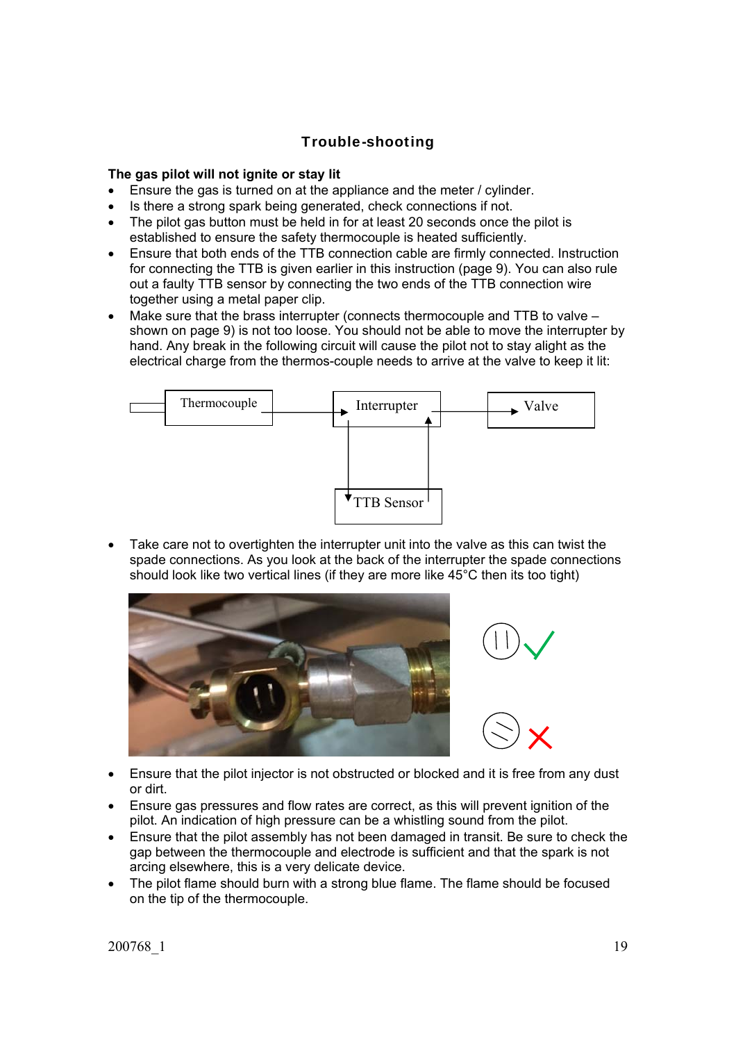# Trouble-shooting

**The gas pilot will not ignite or stay lit**

- Ensure the gas is turned on at the appliance and the meter / cylinder.
- Is there a strong spark being generated, check connections if not.
- The pilot gas button must be held in for at least 20 seconds once the pilot is established to ensure the safety thermocouple is heated sufficiently.
- Ensure that both ends of the TTB connection cable are firmly connected. Instruction for connecting the TTB is given earlier in this instruction (page 9). You can also rule out a faulty TTB sensor by connecting the two ends of the TTB connection wire together using a metal paper clip.
- Make sure that the brass interrupter (connects thermocouple and TTB to valve – shown on page 9) is not too loose. You should not be able to move the interrupter by hand. Any break in the following circuit will cause the pilot not to stay alight as the electrical charge from the thermos-couple needs to arrive at the valve to keep it lit:

Thermocouple → Interrupter → Valve

Interrupter → TTB Sensor → Interrupter

- Take care not to overtighten the interrupter unit into the valve as this can twist the spade connections. As you look at the back of the interrupter the spade connections should look like two vertical lines (if they are more like 45˚C then its too tight)

- Ensure that the pilot injector is not obstructed or blocked and it is free from any dust or dirt.
- Ensure gas pressures and flow rates are correct, as this will prevent ignition of the pilot. An indication of high pressure can be a whistling sound from the pilot.
- Ensure that the pilot assembly has not been damaged in transit. Be sure to check the gap between the thermocouple and electrode is sufficient and that the spark is not arcing elsewhere, this is a very delicate device.
- The pilot flame should burn with a strong blue flame. The flame should be focused on the tip of the thermocouple.

200768_1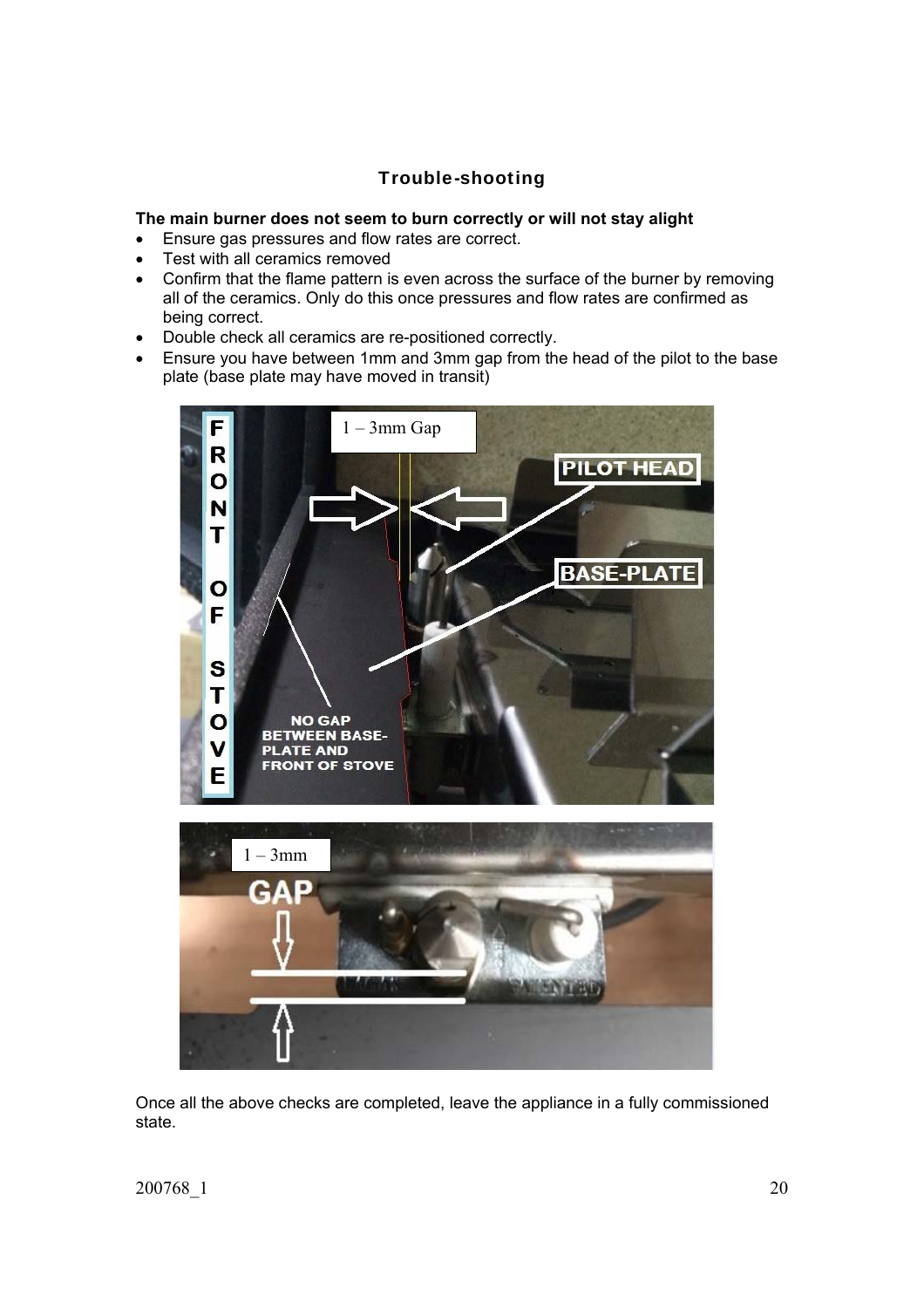## Trouble-shooting

**The main burner does not seem to burn correctly or will not stay alight**

- Ensure gas pressures and flow rates are correct.
- Test with all ceramics removed
- Confirm that the flame pattern is even across the surface of the burner by removing all of the ceramics. Only do this once pressures and flow rates are confirmed as being correct.
- Double check all ceramics are re-positioned correctly.
- Ensure you have between 1mm and 3mm gap from the head of the pilot to the base plate (base plate may have moved in transit)

Once all the above checks are completed, leave the appliance in a fully commissioned state.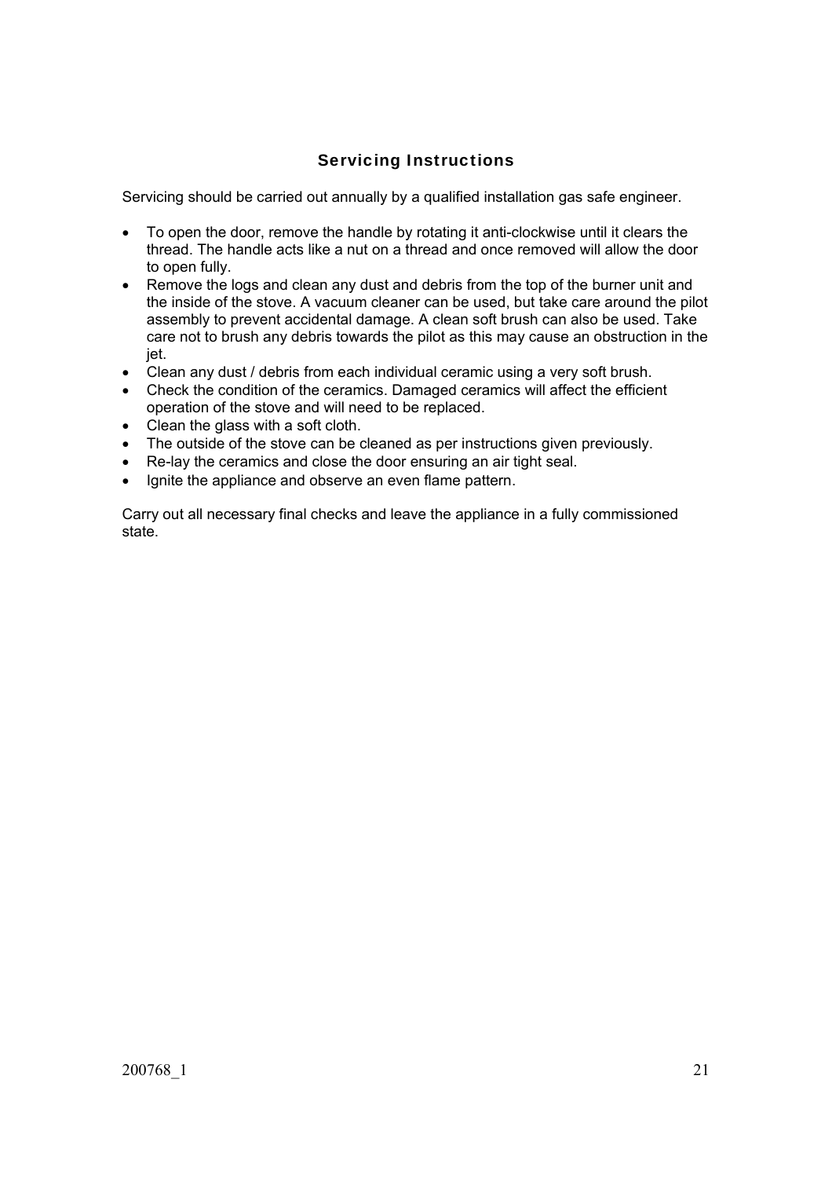## Servicing Instructions

Servicing should be carried out annually by a qualified installation gas safe engineer.

- To open the door, remove the handle by rotating it anti-clockwise until it clears the thread. The handle acts like a nut on a thread and once removed will allow the door to open fully.
- Remove the logs and clean any dust and debris from the top of the burner unit and the inside of the stove. A vacuum cleaner can be used, but take care around the pilot assembly to prevent accidental damage. A clean soft brush can also be used. Take care not to brush any debris towards the pilot as this may cause an obstruction in the jet.
- Clean any dust / debris from each individual ceramic using a very soft brush.
- Check the condition of the ceramics. Damaged ceramics will affect the efficient operation of the stove and will need to be replaced.
- Clean the glass with a soft cloth.
- The outside of the stove can be cleaned as per instructions given previously.
- Re-lay the ceramics and close the door ensuring an air tight seal.
- Ignite the appliance and observe an even flame pattern.

Carry out all necessary final checks and leave the appliance in a fully commissioned state.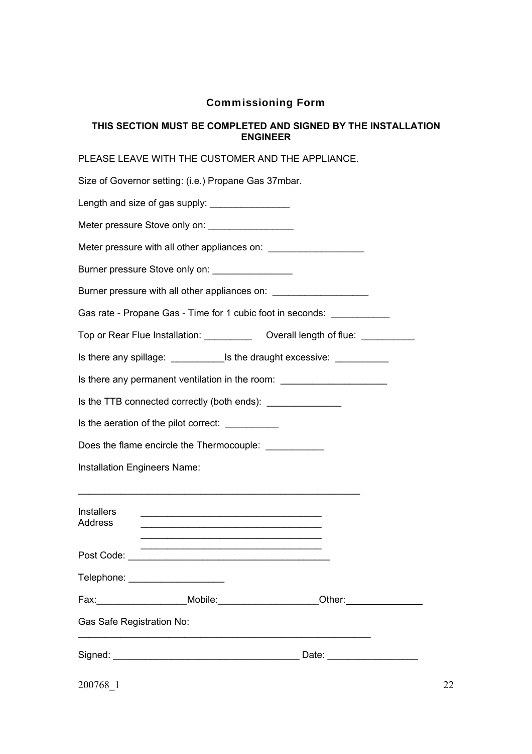## Commissioning Form

**THIS SECTION MUST BE COMPLETED AND SIGNED BY THE INSTALLATION ENGINEER**

PLEASE LEAVE WITH THE CUSTOMER AND THE APPLIANCE.

Size of Governor setting: (i.e.) Propane Gas 37mbar.

Length and size of gas supply: _______________

Meter pressure Stove only on: ________________

Meter pressure with all other appliances on: __________________

Burner pressure Stove only on: _______________

Burner pressure with all other appliances on: __________________

Gas rate - Propane Gas - Time for 1 cubic foot in seconds: ___________

Top or Rear Flue Installation: _________ Overall length of flue: __________

Is there any spillage: __________Is the draught excessive: __________

Is there any permanent ventilation in the room: ____________________

Is the TTB connected correctly (both ends): ______________

Is the aeration of the pilot correct: __________

Does the flame encircle the Thermocouple: ___________

Installation Engineers Name:

______________________________________________________

Installers Address __________________________________
__________________________________
__________________________________
__________________________________

Post Code: ______________________________________

Telephone: __________________

Fax:_________________Mobile:___________________Other:_______________

Gas Safe Registration No:

________________________________________________________

Signed: ___________________________________ Date: _________________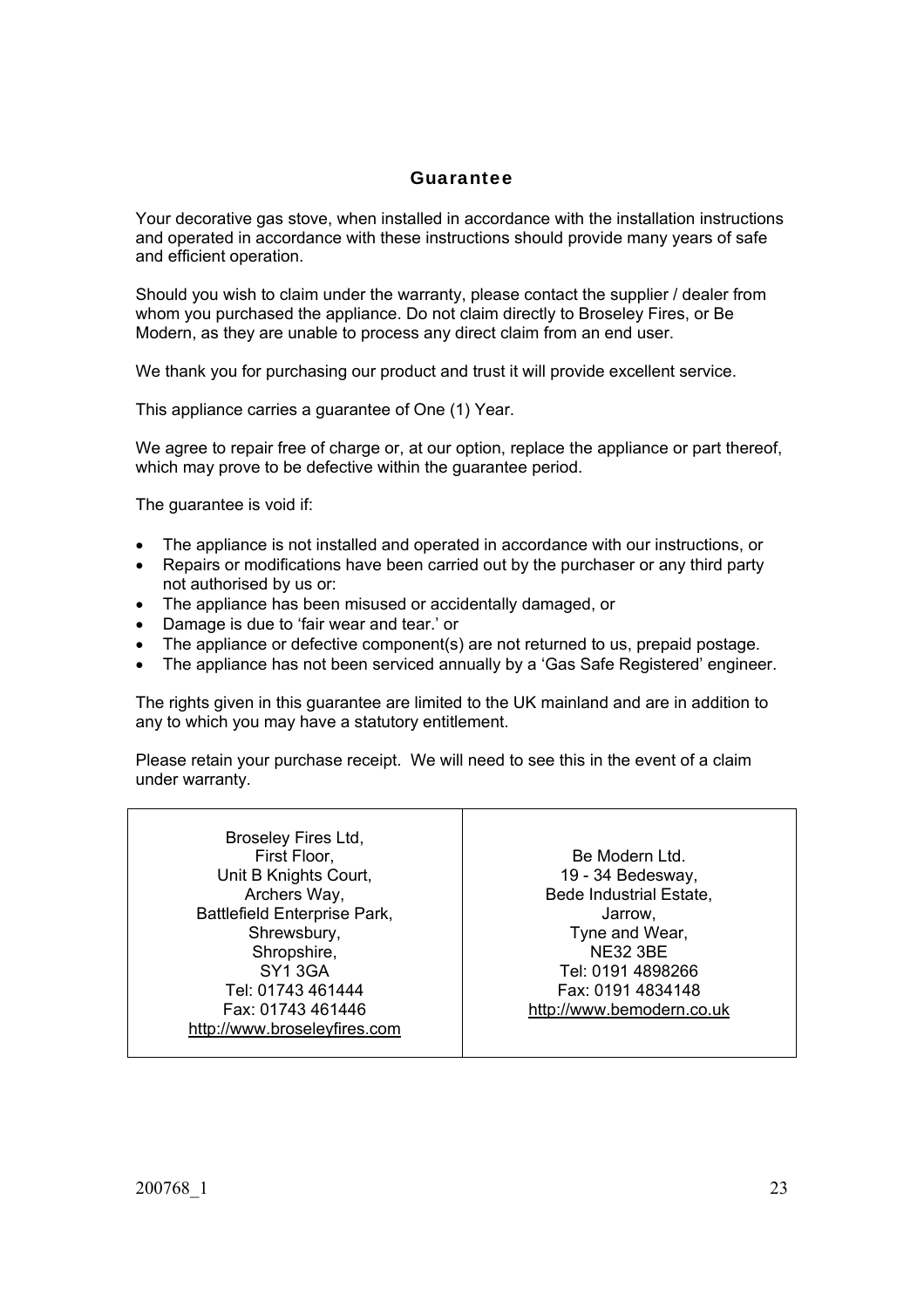# Guarantee

Your decorative gas stove, when installed in accordance with the installation instructions and operated in accordance with these instructions should provide many years of safe and efficient operation.

Should you wish to claim under the warranty, please contact the supplier / dealer from whom you purchased the appliance. Do not claim directly to Broseley Fires, or Be Modern, as they are unable to process any direct claim from an end user.

We thank you for purchasing our product and trust it will provide excellent service.

This appliance carries a guarantee of One (1) Year.

We agree to repair free of charge or, at our option, replace the appliance or part thereof, which may prove to be defective within the guarantee period.

The guarantee is void if:

- The appliance is not installed and operated in accordance with our instructions, or
- Repairs or modifications have been carried out by the purchaser or any third party not authorised by us or:
- The appliance has been misused or accidentally damaged, or
- Damage is due to 'fair wear and tear.' or
- The appliance or defective component(s) are not returned to us, prepaid postage.
- The appliance has not been serviced annually by a 'Gas Safe Registered' engineer.

The rights given in this guarantee are limited to the UK mainland and are in addition to any to which you may have a statutory entitlement.

Please retain your purchase receipt. We will need to see this in the event of a claim under warranty.

| Broseley Fires Ltd,<br>First Floor,<br>Unit B Knights Court,<br>Archers Way,<br>Battlefield Enterprise Park,<br>Shrewsbury,<br>Shropshire,<br>SY1 3GA<br>Tel: 01743 461444<br>Fax: 01743 461446<br>http://www.broseleyfires.com | Be Modern Ltd.<br>19 - 34 Bedesway,<br>Bede Industrial Estate,<br>Jarrow,<br>Tyne and Wear,<br>NE32 3BE<br>Tel: 0191 4898266<br>Fax: 0191 4834148<br>http://www.bemodern.co.uk |
|---|---|

200768_1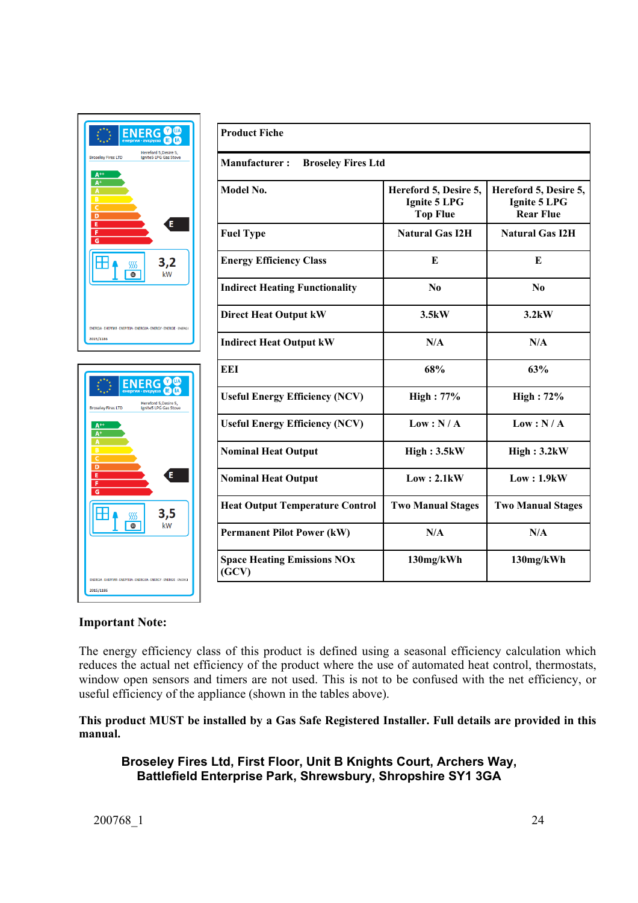| Product Fiche | | |
|---|---|---|
| Manufacturer : Broseley Fires Ltd | | |
| Model No. | Hereford 5, Desire 5, Ignite 5 LPG Top Flue | Hereford 5, Desire 5, Ignite 5 LPG Rear Flue |
| Fuel Type | Natural Gas I2H | Natural Gas I2H |
| Energy Efficiency Class | E | E |
| Indirect Heating Functionality | No | No |
| Direct Heat Output kW | 3.5kW | 3.2kW |
| Indirect Heat Output kW | N/A | N/A |
| EEI | 68% | 63% |
| Useful Energy Efficiency (NCV) | High : 77% | High : 72% |
| Useful Energy Efficiency (NCV) | Low : N / A | Low : N / A |
| Nominal Heat Output | High : 3.5kW | High : 3.2kW |
| Nominal Heat Output | Low : 2.1kW | Low : 1.9kW |
| Heat Output Temperature Control | Two Manual Stages | Two Manual Stages |
| Permanent Pilot Power (kW) | N/A | N/A |
| Space Heating Emissions NOx (GCV) | 130mg/kWh | 130mg/kWh |

**Important Note:**

The energy efficiency class of this product is defined using a seasonal efficiency calculation which reduces the actual net efficiency of the product where the use of automated heat control, thermostats, window open sensors and timers are not used. This is not to be confused with the net efficiency, or useful efficiency of the appliance (shown in the tables above).

**This product MUST be installed by a Gas Safe Registered Installer. Full details are provided in this manual.**

**Broseley Fires Ltd, First Floor, Unit B Knights Court, Archers Way, Battlefield Enterprise Park, Shrewsbury, Shropshire SY1 3GA**

200768_1